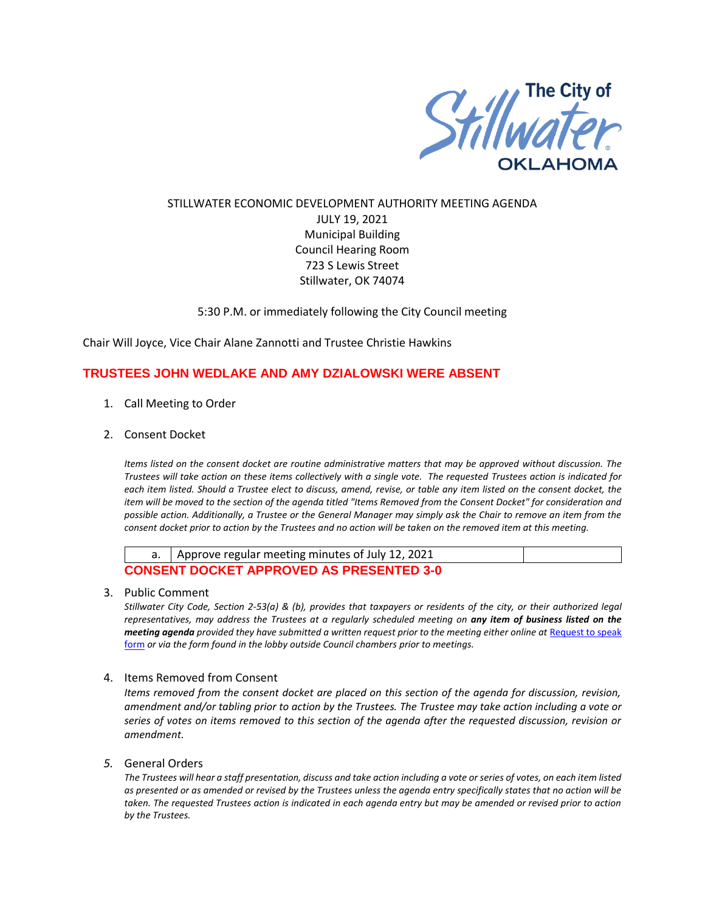The City of Stillwater OKLAHOMA

STILLWATER ECONOMIC DEVELOPMENT AUTHORITY MEETING AGENDA
JULY 19, 2021
Municipal Building
Council Hearing Room
723 S Lewis Street
Stillwater, OK 74074

5:30 P.M. or immediately following the City Council meeting

Chair Will Joyce, Vice Chair Alane Zannotti and Trustee Christie Hawkins

**TRUSTEES JOHN WEDLAKE AND AMY DZIALOWSKI WERE ABSENT**

1. Call Meeting to Order

2. Consent Docket

   *Items listed on the consent docket are routine administrative matters that may be approved without discussion. The Trustees will take action on these items collectively with a single vote. The requested Trustees action is indicated for each item listed. Should a Trustee elect to discuss, amend, revise, or table any item listed on the consent docket, the item will be moved to the section of the agenda titled "Items Removed from the Consent Docket" for consideration and possible action. Additionally, a Trustee or the General Manager may simply ask the Chair to remove an item from the consent docket prior to action by the Trustees and no action will be taken on the removed item at this meeting.*

| a. | Approve regular meeting minutes of July 12, 2021 | |
|---|---|---|

   **CONSENT DOCKET APPROVED AS PRESENTED 3-0**

3. Public Comment

   *Stillwater City Code, Section 2-53(a) & (b), provides that taxpayers or residents of the city, or their authorized legal representatives, may address the Trustees at a regularly scheduled meeting on **any item of business listed on the meeting agenda** provided they have submitted a written request prior to the meeting either online at Request to speak form or via the form found in the lobby outside Council chambers prior to meetings.*

4. Items Removed from Consent

   *Items removed from the consent docket are placed on this section of the agenda for discussion, revision, amendment and/or tabling prior to action by the Trustees. The Trustee may take action including a vote or series of votes on items removed to this section of the agenda after the requested discussion, revision or amendment.*

5. General Orders

   *The Trustees will hear a staff presentation, discuss and take action including a vote or series of votes, on each item listed as presented or as amended or revised by the Trustees unless the agenda entry specifically states that no action will be taken. The requested Trustees action is indicated in each agenda entry but may be amended or revised prior to action by the Trustees.*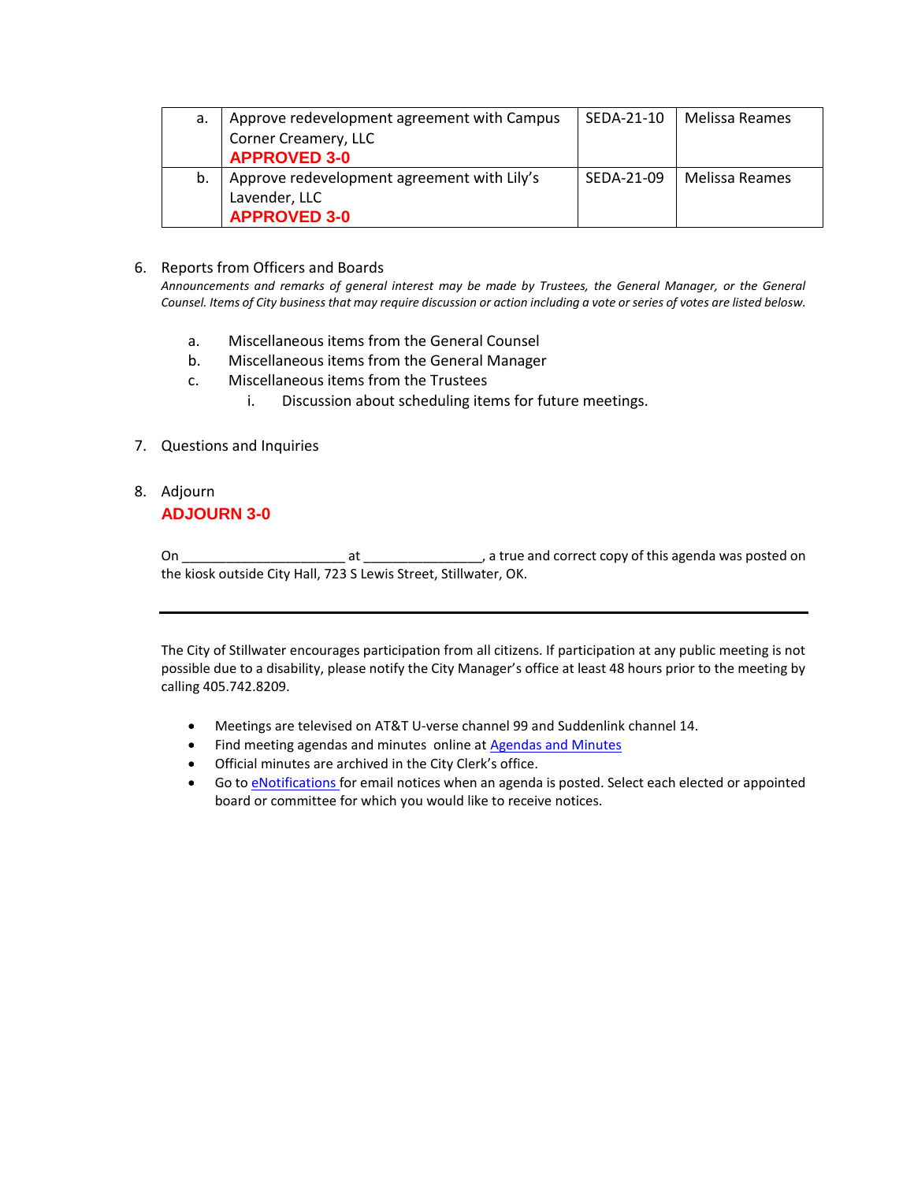| | | | |
|---|---|---|---|
| a. | Approve redevelopment agreement with Campus Corner Creamery, LLC **APPROVED 3-0** | SEDA-21-10 | Melissa Reames |
| b. | Approve redevelopment agreement with Lily's Lavender, LLC **APPROVED 3-0** | SEDA-21-09 | Melissa Reames |

6. Reports from Officers and Boards
   *Announcements and remarks of general interest may be made by Trustees, the General Manager, or the General Counsel. Items of City business that may require discussion or action including a vote or series of votes are listed belosw.*

   a. Miscellaneous items from the General Counsel
   b. Miscellaneous items from the General Manager
   c. Miscellaneous items from the Trustees
      i. Discussion about scheduling items for future meetings.

7. Questions and Inquiries

8. Adjourn
   **ADJOURN 3-0**

On ______________________ at ________________, a true and correct copy of this agenda was posted on the kiosk outside City Hall, 723 S Lewis Street, Stillwater, OK.

---

The City of Stillwater encourages participation from all citizens. If participation at any public meeting is not possible due to a disability, please notify the City Manager's office at least 48 hours prior to the meeting by calling 405.742.8209.

- Meetings are televised on AT&T U-verse channel 99 and Suddenlink channel 14.
- Find meeting agendas and minutes online at Agendas and Minutes
- Official minutes are archived in the City Clerk's office.
- Go to eNotifications for email notices when an agenda is posted. Select each elected or appointed board or committee for which you would like to receive notices.